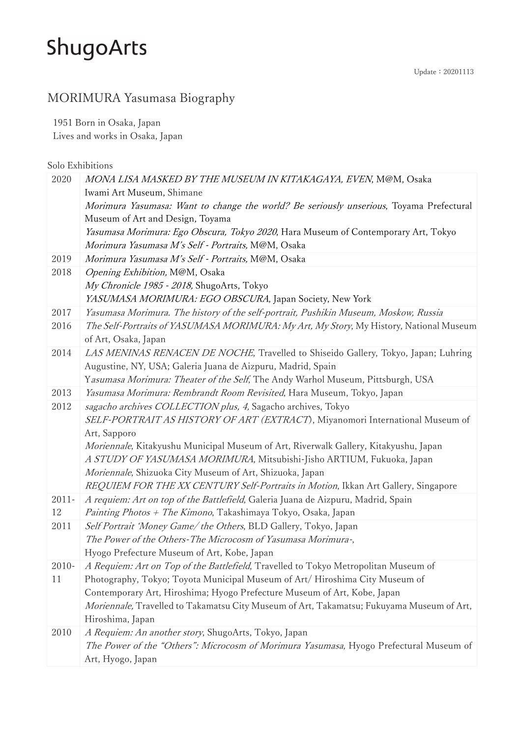ShugoArts

Update：20201113

# MORIMURA Yasumasa Biography

1951 Born in Osaka, Japan
Lives and works in Osaka, Japan

## Solo Exhibitions

| | |
|---|---|
| 2020 | *MONA LISA MASKED BY THE MUSEUM IN KITAKAGAYA, EVEN*, M@M, Osaka<br>Iwami Art Museum, Shimane<br>*Morimura Yasumasa: Want to change the world? Be seriously unserious*, Toyama Prefectural Museum of Art and Design, Toyama<br>*Yasumasa Morimura: Ego Obscura, Tokyo 2020*, Hara Museum of Contemporary Art, Tokyo<br>*Morimura Yasumasa M's Self - Portraits,* M@M, Osaka |
| 2019 | *Morimura Yasumasa M's Self - Portraits,* M@M, Osaka |
| 2018 | *Opening Exhibition,* M@M, Osaka<br>*My Chronicle 1985 - 2018,* ShugoArts, Tokyo<br>*YASUMASA MORIMURA: EGO OBSCURA*, Japan Society, New York |
| 2017 | *Yasumasa Morimura. The history of the self-portrait, Pushikin Museum, Moskow, Russia* |
| 2016 | *The Self-Portraits of YASUMASA MORIMURA: My Art, My Story*, My History, National Museum of Art, Osaka, Japan |
| 2014 | *LAS MENINAS RENACEN DE NOCHE*, Travelled to Shiseido Gallery, Tokyo, Japan; Luhring Augustine, NY, USA; Galeria Juana de Aizpuru, Madrid, Spain<br>Y*asumasa Morimura: Theater of the Self*, The Andy Warhol Museum, Pittsburgh, USA |
| 2013 | *Yasumasa Morimura: Rembrandt Room Revisited*, Hara Museum, Tokyo, Japan |
| 2012 | *sagacho archives COLLECTION plus, 4,* Sagacho archives, Tokyo<br>*SELF-PORTRAIT AS HISTORY OF ART (EXTRACT*), Miyanomori International Museum of Art, Sapporo<br>*Moriennale*, Kitakyushu Municipal Museum of Art, Riverwalk Gallery, Kitakyushu, Japan<br>*A STUDY OF YASUMASA MORIMURA*, Mitsubishi-Jisho ARTIUM, Fukuoka, Japan<br>*Moriennale*, Shizuoka City Museum of Art, Shizuoka, Japan<br>*REQUIEM FOR THE XX CENTURY Self-Portraits in Motion*, Ikkan Art Gallery, Singapore |
| 2011-12 | *A requiem: Art on top of the Battlefield*, Galeria Juana de Aizpuru, Madrid, Spain<br>*Painting Photos + The Kimono*, Takashimaya Tokyo, Osaka, Japan |
| 2011 | *Self Portrait 'Money Game/ the Others*, BLD Gallery, Tokyo, Japan<br>*The Power of the Others-The Microcosm of Yasumasa Morimura-*,<br>Hyogo Prefecture Museum of Art, Kobe, Japan |
| 2010-11 | *A Requiem: Art on Top of the Battlefield*, Travelled to Tokyo Metropolitan Museum of Photography, Tokyo; Toyota Municipal Museum of Art/ Hiroshima City Museum of Contemporary Art, Hiroshima; Hyogo Prefecture Museum of Art, Kobe, Japan<br>*Moriennale,* Travelled to Takamatsu City Museum of Art, Takamatsu; Fukuyama Museum of Art, Hiroshima, Japan |
| 2010 | *A Requiem: An another story*, ShugoArts, Tokyo, Japan<br>*The Power of the "Others": Microcosm of Morimura Yasumasa*, Hyogo Prefectural Museum of Art, Hyogo, Japan |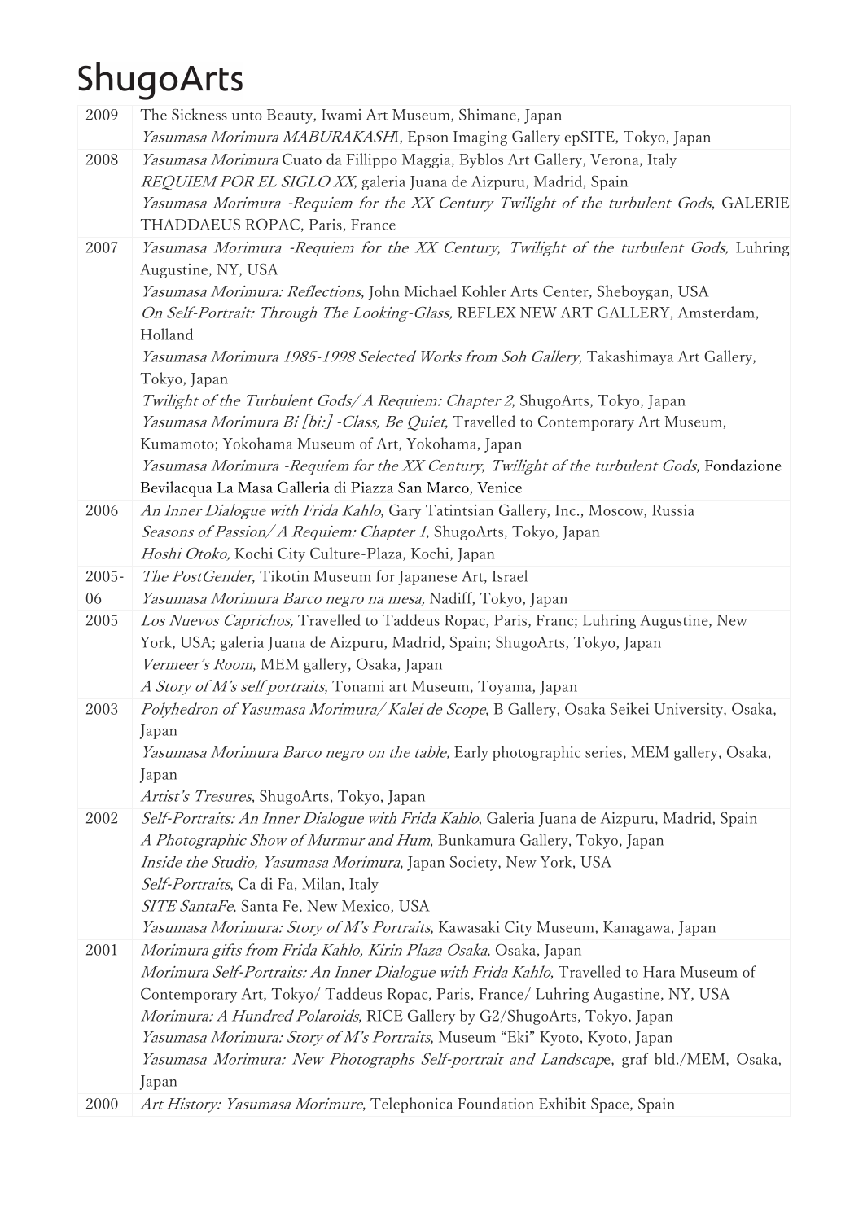# ShugoArts

| | |
|---|---|
| 2009 | The Sickness unto Beauty, Iwami Art Museum, Shimane, Japan<br>*Yasumasa Morimura MABURAKASHI*, Epson Imaging Gallery epSITE, Tokyo, Japan |
| 2008 | *Yasumasa Morimura* Cuato da Fillippo Maggia, Byblos Art Gallery, Verona, Italy<br>*REQUIEM POR EL SIGLO XX*, galeria Juana de Aizpuru, Madrid, Spain<br>*Yasumasa Morimura -Requiem for the XX Century Twilight of the turbulent Gods*, GALERIE THADDAEUS ROPAC, Paris, France |
| 2007 | *Yasumasa Morimura -Requiem for the XX Century, Twilight of the turbulent Gods,* Luhring Augustine, NY, USA<br>*Yasumasa Morimura: Reflections*, John Michael Kohler Arts Center, Sheboygan, USA<br>*On Self-Portrait: Through The Looking-Glass,* REFLEX NEW ART GALLERY, Amsterdam, Holland<br>*Yasumasa Morimura 1985-1998 Selected Works from Soh Gallery*, Takashimaya Art Gallery, Tokyo, Japan<br>*Twilight of the Turbulent Gods/ A Requiem: Chapter 2*, ShugoArts, Tokyo, Japan<br>*Yasumasa Morimura Bi [bi:] -Class, Be Quiet*, Travelled to Contemporary Art Museum, Kumamoto; Yokohama Museum of Art, Yokohama, Japan<br>*Yasumasa Morimura -Requiem for the XX Century, Twilight of the turbulent Gods*, Fondazione Bevilacqua La Masa Galleria di Piazza San Marco, Venice |
| 2006 | *An Inner Dialogue with Frida Kahlo*, Gary Tatintsian Gallery, Inc., Moscow, Russia<br>*Seasons of Passion/ A Requiem: Chapter 1*, ShugoArts, Tokyo, Japan<br>*Hoshi Otoko,* Kochi City Culture-Plaza, Kochi, Japan |
| 2005-06 | *The PostGender*, Tikotin Museum for Japanese Art, Israel<br>*Yasumasa Morimura Barco negro na mesa,* Nadiff, Tokyo, Japan |
| 2005 | *Los Nuevos Caprichos,* Travelled to Taddeus Ropac, Paris, Franc; Luhring Augustine, New York, USA; galeria Juana de Aizpuru, Madrid, Spain; ShugoArts, Tokyo, Japan<br>*Vermeer's Room*, MEM gallery, Osaka, Japan<br>*A Story of M's self portraits*, Tonami art Museum, Toyama, Japan |
| 2003 | *Polyhedron of Yasumasa Morimura/ Kalei de Scope*, B Gallery, Osaka Seikei University, Osaka, Japan<br>*Yasumasa Morimura Barco negro on the table,* Early photographic series, MEM gallery, Osaka, Japan<br>*Artist's Tresures*, ShugoArts, Tokyo, Japan |
| 2002 | *Self-Portraits: An Inner Dialogue with Frida Kahlo*, Galeria Juana de Aizpuru, Madrid, Spain<br>*A Photographic Show of Murmur and Hum*, Bunkamura Gallery, Tokyo, Japan<br>*Inside the Studio, Yasumasa Morimura*, Japan Society, New York, USA<br>*Self-Portraits*, Ca di Fa, Milan, Italy<br>*SITE SantaFe*, Santa Fe, New Mexico, USA<br>*Yasumasa Morimura: Story of M's Portraits*, Kawasaki City Museum, Kanagawa, Japan |
| 2001 | *Morimura gifts from Frida Kahlo, Kirin Plaza Osaka*, Osaka, Japan<br>*Morimura Self-Portraits: An Inner Dialogue with Frida Kahlo*, Travelled to Hara Museum of Contemporary Art, Tokyo/ Taddeus Ropac, Paris, France/ Luhring Augastine, NY, USA<br>*Morimura: A Hundred Polaroids*, RICE Gallery by G2/ShugoArts, Tokyo, Japan<br>*Yasumasa Morimura: Story of M's Portraits*, Museum "Eki" Kyoto, Kyoto, Japan<br>*Yasumasa Morimura: New Photographs Self-portrait and Landscap*e, graf bld./MEM, Osaka, Japan |
| 2000 | *Art History: Yasumasa Morimure*, Telephonica Foundation Exhibit Space, Spain |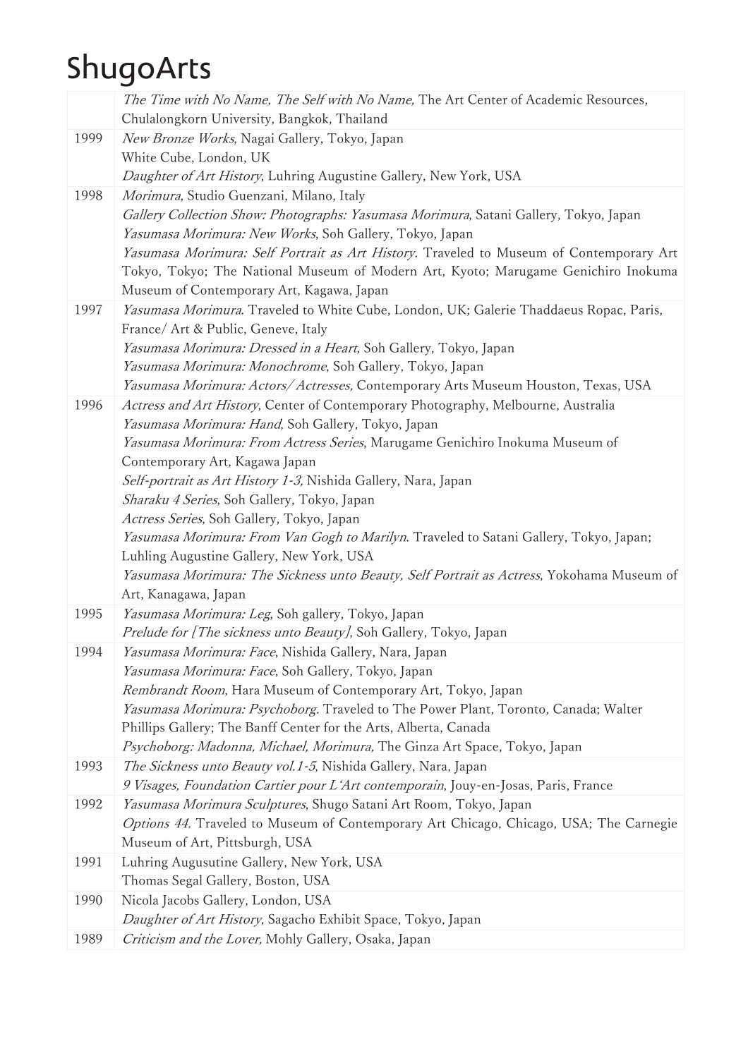| | |
|---|---|
| | *The Time with No Name, The Self with No Name,* The Art Center of Academic Resources, Chulalongkorn University, Bangkok, Thailand |
| 1999 | *New Bronze Works*, Nagai Gallery, Tokyo, Japan<br>White Cube, London, UK<br>*Daughter of Art History*, Luhring Augustine Gallery, New York, USA |
| 1998 | *Morimura*, Studio Guenzani, Milano, Italy<br>*Gallery Collection Show: Photographs: Yasumasa Morimura*, Satani Gallery, Tokyo, Japan<br>*Yasumasa Morimura: New Works*, Soh Gallery, Tokyo, Japan<br>*Yasumasa Morimura: Self Portrait as Art History.* Traveled to Museum of Contemporary Art Tokyo, Tokyo; The National Museum of Modern Art, Kyoto; Marugame Genichiro Inokuma Museum of Contemporary Art, Kagawa, Japan |
| 1997 | *Yasumasa Morimura*. Traveled to White Cube, London, UK; Galerie Thaddaeus Ropac, Paris, France/ Art & Public, Geneve, Italy<br>*Yasumasa Morimura: Dressed in a Heart*, Soh Gallery, Tokyo, Japan<br>*Yasumasa Morimura: Monochrome*, Soh Gallery, Tokyo, Japan<br>*Yasumasa Morimura: Actors/ Actresses,* Contemporary Arts Museum Houston, Texas, USA |
| 1996 | *Actress and Art History*, Center of Contemporary Photography, Melbourne, Australia<br>*Yasumasa Morimura: Hand*, Soh Gallery, Tokyo, Japan<br>*Yasumasa Morimura: From Actress Series*, Marugame Genichiro Inokuma Museum of Contemporary Art, Kagawa Japan<br>*Self-portrait as Art History 1-3,* Nishida Gallery, Nara, Japan<br>*Sharaku 4 Series*, Soh Gallery, Tokyo, Japan<br>*Actress Series*, Soh Gallery, Tokyo, Japan<br>*Yasumasa Morimura: From Van Gogh to Marilyn*. Traveled to Satani Gallery, Tokyo, Japan; Luhling Augustine Gallery, New York, USA<br>*Yasumasa Morimura: The Sickness unto Beauty, Self Portrait as Actress*, Yokohama Museum of Art, Kanagawa, Japan |
| 1995 | *Yasumasa Morimura: Leg*, Soh gallery, Tokyo, Japan<br>*Prelude for [The sickness unto Beauty]*, Soh Gallery, Tokyo, Japan |
| 1994 | *Yasumasa Morimura: Face*, Nishida Gallery, Nara, Japan<br>*Yasumasa Morimura: Face*, Soh Gallery, Tokyo, Japan<br>*Rembrandt Room*, Hara Museum of Contemporary Art, Tokyo, Japan<br>*Yasumasa Morimura: Psychoborg.* Traveled to The Power Plant, Toronto, Canada; Walter Phillips Gallery; The Banff Center for the Arts, Alberta, Canada<br>*Psychoborg: Madonna, Michael, Morimura,* The Ginza Art Space, Tokyo, Japan |
| 1993 | *The Sickness unto Beauty vol.1-5*, Nishida Gallery, Nara, Japan<br>*9 Visages, Foundation Cartier pour L'Art contemporain*, Jouy-en-Josas, Paris, France |
| 1992 | *Yasumasa Morimura Sculptures*, Shugo Satani Art Room, Tokyo, Japan<br>*Options 44.* Traveled to Museum of Contemporary Art Chicago, Chicago, USA; The Carnegie Museum of Art, Pittsburgh, USA |
| 1991 | Luhring Augusutine Gallery, New York, USA<br>Thomas Segal Gallery, Boston, USA |
| 1990 | Nicola Jacobs Gallery, London, USA<br>*Daughter of Art History*, Sagacho Exhibit Space, Tokyo, Japan |
| 1989 | *Criticism and the Lover,* Mohly Gallery, Osaka, Japan |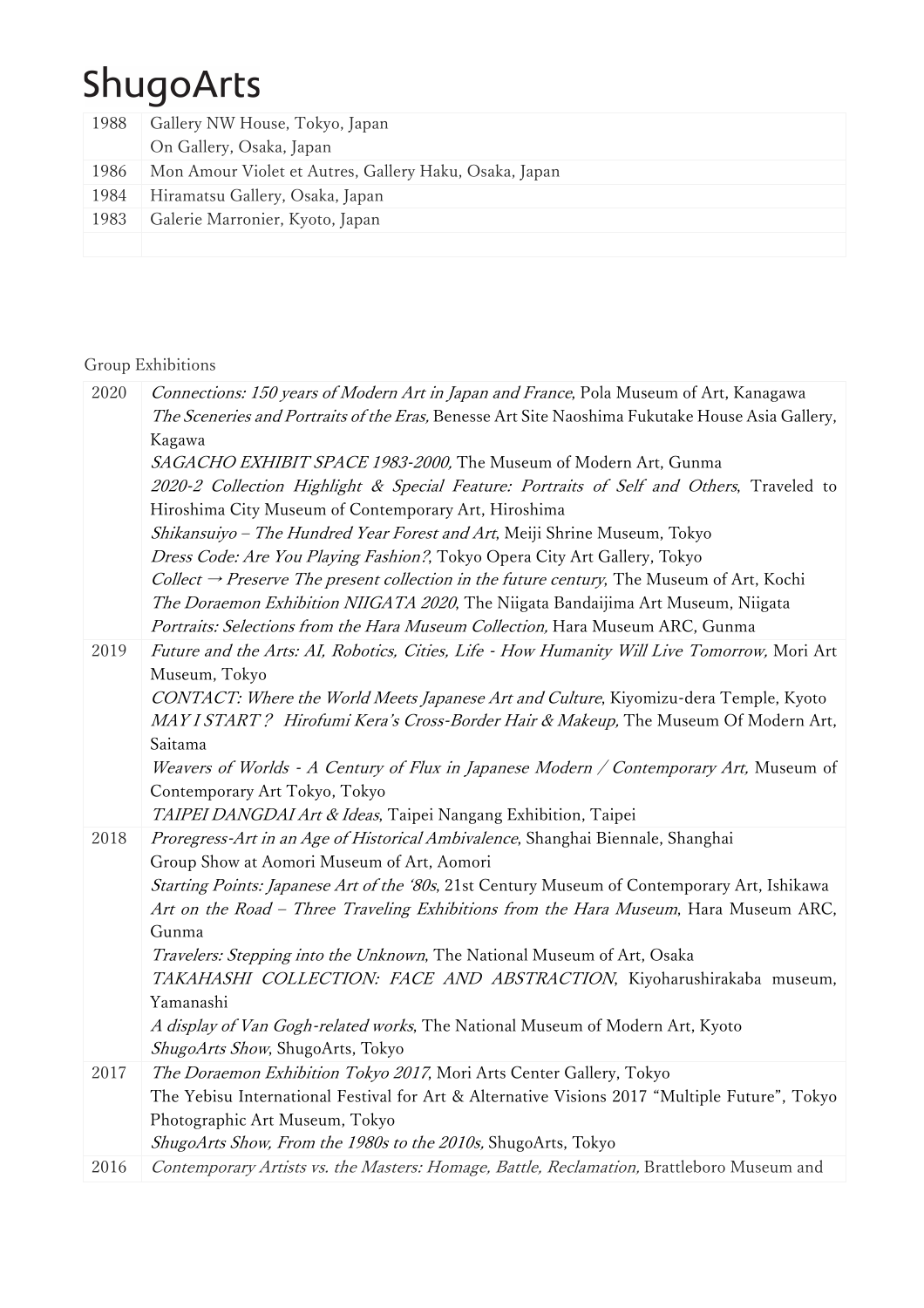# ShugoArts

| | |
|---|---|
| 1988 | Gallery NW House, Tokyo, Japan<br>On Gallery, Osaka, Japan |
| 1986 | Mon Amour Violet et Autres, Gallery Haku, Osaka, Japan |
| 1984 | Hiramatsu Gallery, Osaka, Japan |
| 1983 | Galerie Marronier, Kyoto, Japan |
| | |

Group Exhibitions

| | |
|---|---|
| 2020 | *Connections: 150 years of Modern Art in Japan and France*, Pola Museum of Art, Kanagawa<br>*The Sceneries and Portraits of the Eras,* Benesse Art Site Naoshima Fukutake House Asia Gallery, Kagawa<br>*SAGACHO EXHIBIT SPACE 1983-2000,* The Museum of Modern Art, Gunma<br>*2020-2 Collection Highlight & Special Feature: Portraits of Self and Others*, Traveled to Hiroshima City Museum of Contemporary Art, Hiroshima<br>*Shikansuiyo – The Hundred Year Forest and Art*, Meiji Shrine Museum, Tokyo<br>*Dress Code: Are You Playing Fashion?*, Tokyo Opera City Art Gallery, Tokyo<br>*Collect → Preserve The present collection in the future century,* The Museum of Art, Kochi<br>*The Doraemon Exhibition NIIGATA 2020*, The Niigata Bandaijima Art Museum, Niigata<br>*Portraits: Selections from the Hara Museum Collection,* Hara Museum ARC, Gunma |
| 2019 | *Future and the Arts: AI, Robotics, Cities, Life - How Humanity Will Live Tomorrow,* Mori Art Museum, Tokyo<br>*CONTACT: Where the World Meets Japanese Art and Culture*, Kiyomizu-dera Temple, Kyoto<br>*MAY I START？ Hirofumi Kera's Cross-Border Hair & Makeup,* The Museum Of Modern Art, Saitama<br>*Weavers of Worlds - A Century of Flux in Japanese Modern / Contemporary Art,* Museum of Contemporary Art Tokyo, Tokyo<br>*TAIPEI DANGDAI Art & Ideas*, Taipei Nangang Exhibition, Taipei |
| 2018 | *Proregress-Art in an Age of Historical Ambivalence*, Shanghai Biennale, Shanghai<br>Group Show at Aomori Museum of Art, Aomori<br>*Starting Points: Japanese Art of the '80s*, 21st Century Museum of Contemporary Art, Ishikawa<br>*Art on the Road – Three Traveling Exhibitions from the Hara Museum*, Hara Museum ARC, Gunma<br>*Travelers: Stepping into the Unknown*, The National Museum of Art, Osaka<br>*TAKAHASHI COLLECTION: FACE AND ABSTRACTION*, Kiyoharushirakaba museum, Yamanashi<br>*A display of Van Gogh-related works*, The National Museum of Modern Art, Kyoto<br>*ShugoArts Show*, ShugoArts, Tokyo |
| 2017 | *The Doraemon Exhibition Tokyo 2017*, Mori Arts Center Gallery, Tokyo<br>The Yebisu International Festival for Art & Alternative Visions 2017 "Multiple Future", Tokyo Photographic Art Museum, Tokyo<br>*ShugoArts Show, From the 1980s to the 2010s,* ShugoArts, Tokyo |
| 2016 | *Contemporary Artists vs. the Masters: Homage, Battle, Reclamation,* Brattleboro Museum and |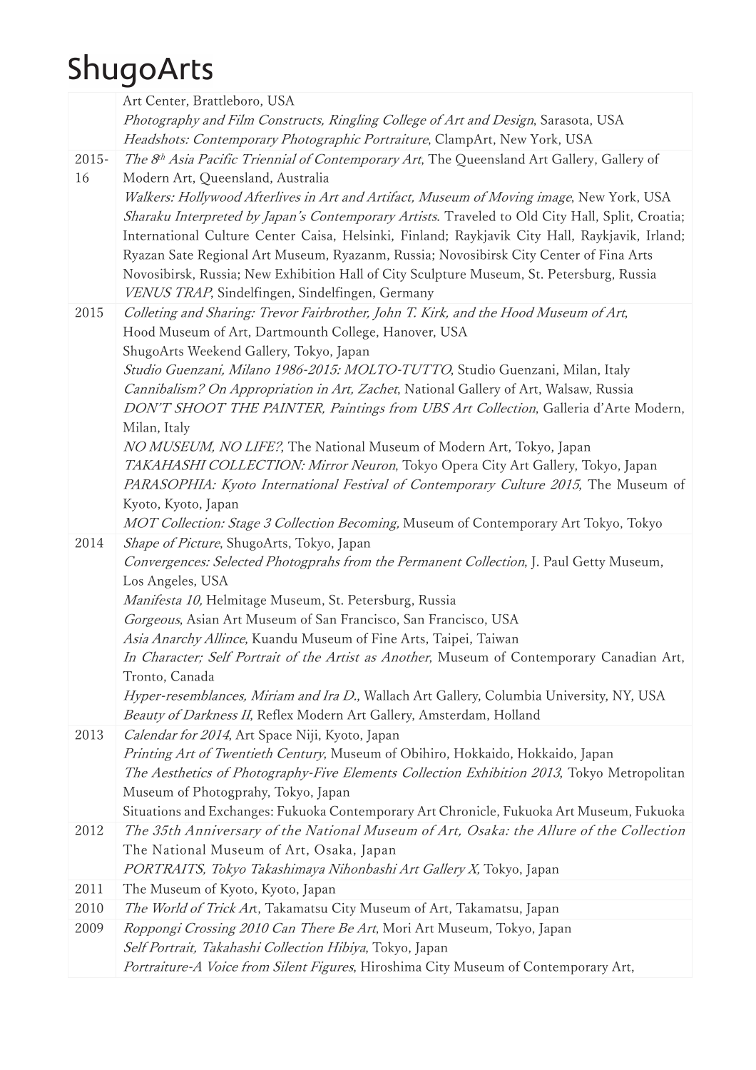| | |
|---|---|
| | Art Center, Brattleboro, USA<br>*Photography and Film Constructs, Ringling College of Art and Design*, Sarasota, USA<br>*Headshots: Contemporary Photographic Portraiture*, ClampArt, New York, USA |
| 2015-16 | *The 8th Asia Pacific Triennial of Contemporary Art*, The Queensland Art Gallery, Gallery of Modern Art, Queensland, Australia<br>*Walkers: Hollywood Afterlives in Art and Artifact, Museum of Moving image*, New York, USA<br>*Sharaku Interpreted by Japan's Contemporary Artists*. Traveled to Old City Hall, Split, Croatia; International Culture Center Caisa, Helsinki, Finland; Raykjavik City Hall, Raykjavik, Irland; Ryazan Sate Regional Art Museum, Ryazanm, Russia; Novosibirsk City Center of Fina Arts Novosibirsk, Russia; New Exhibition Hall of City Sculpture Museum, St. Petersburg, Russia<br>*VENUS TRAP*, Sindelfingen, Sindelfingen, Germany |
| 2015 | *Colleting and Sharing: Trevor Fairbrother, John T. Kirk, and the Hood Museum of Art*, Hood Museum of Art, Dartmounth College, Hanover, USA<br>ShugoArts Weekend Gallery, Tokyo, Japan<br>*Studio Guenzani, Milano 1986-2015: MOLTO-TUTTO*, Studio Guenzani, Milan, Italy<br>*Cannibalism? On Appropriation in Art, Zachet*, National Gallery of Art, Walsaw, Russia<br>*DON'T SHOOT THE PAINTER, Paintings from UBS Art Collection*, Galleria d'Arte Modern, Milan, Italy<br>*NO MUSEUM, NO LIFE?*, The National Museum of Modern Art, Tokyo, Japan<br>*TAKAHASHI COLLECTION: Mirror Neuron*, Tokyo Opera City Art Gallery, Tokyo, Japan<br>*PARASOPHIA: Kyoto International Festival of Contemporary Culture 2015*, The Museum of Kyoto, Kyoto, Japan<br>*MOT Collection: Stage 3 Collection Becoming*, Museum of Contemporary Art Tokyo, Tokyo |
| 2014 | *Shape of Picture*, ShugoArts, Tokyo, Japan<br>*Convergences: Selected Photogprahs from the Permanent Collection*, J. Paul Getty Museum, Los Angeles, USA<br>*Manifesta 10*, Helmitage Museum, St. Petersburg, Russia<br>*Gorgeous*, Asian Art Museum of San Francisco, San Francisco, USA<br>*Asia Anarchy Allince*, Kuandu Museum of Fine Arts, Taipei, Taiwan<br>*In Character; Self Portrait of the Artist as Another*, Museum of Contemporary Canadian Art, Tronto, Canada<br>*Hyper-resemblances, Miriam and Ira D.*, Wallach Art Gallery, Columbia University, NY, USA<br>*Beauty of Darkness II*, Reflex Modern Art Gallery, Amsterdam, Holland |
| 2013 | *Calendar for 2014*, Art Space Niji, Kyoto, Japan<br>*Printing Art of Twentieth Century*, Museum of Obihiro, Hokkaido, Hokkaido, Japan<br>*The Aesthetics of Photography-Five Elements Collection Exhibition 2013*, Tokyo Metropolitan Museum of Photogprahy, Tokyo, Japan<br>Situations and Exchanges: Fukuoka Contemporary Art Chronicle, Fukuoka Art Museum, Fukuoka |
| 2012 | *The 35th Anniversary of the National Museum of Art, Osaka: the Allure of the Collection* The National Museum of Art, Osaka, Japan<br>*PORTRAITS, Tokyo Takashimaya Nihonbashi Art Gallery X*, Tokyo, Japan |
| 2011 | The Museum of Kyoto, Kyoto, Japan |
| 2010 | *The World of Trick Art*, Takamatsu City Museum of Art, Takamatsu, Japan |
| 2009 | *Roppongi Crossing 2010 Can There Be Art*, Mori Art Museum, Tokyo, Japan<br>*Self Portrait, Takahashi Collection Hibiya*, Tokyo, Japan<br>*Portraiture-A Voice from Silent Figures*, Hiroshima City Museum of Contemporary Art, |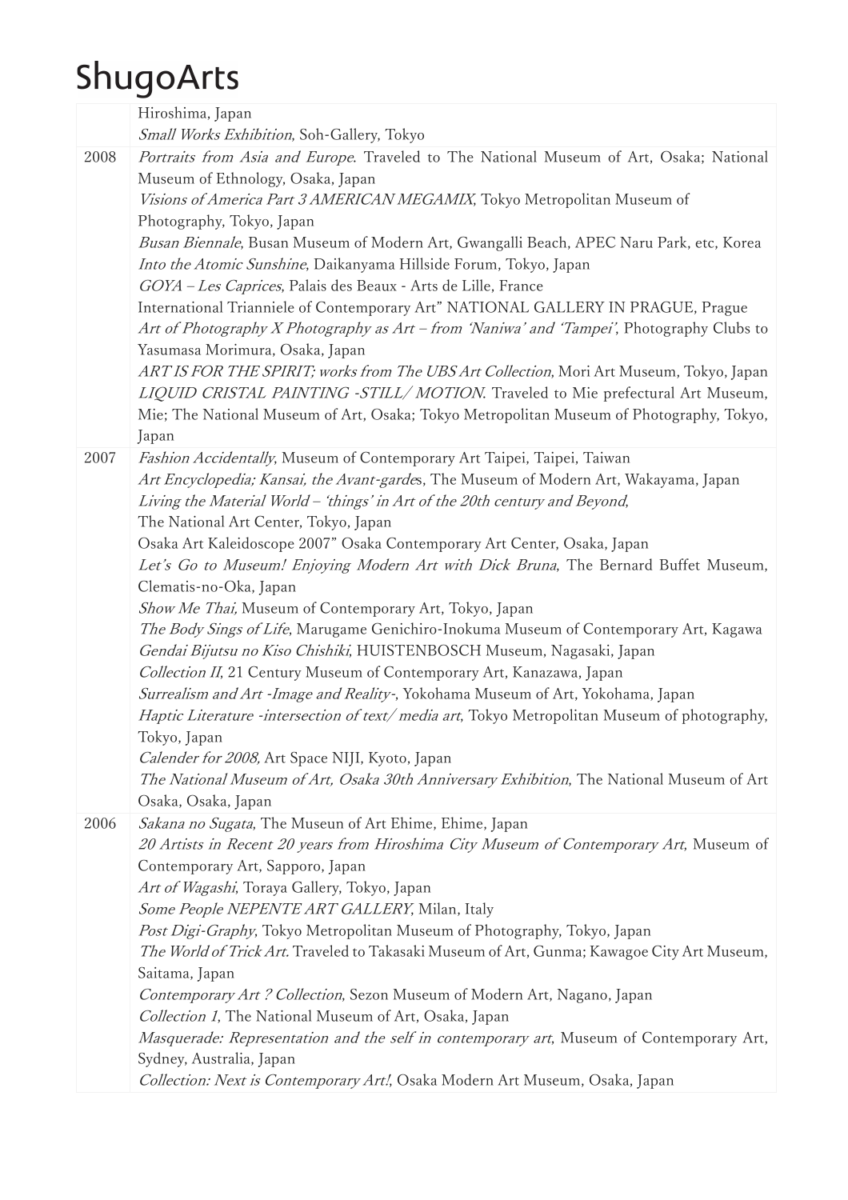| | |
|---|---|
| | Hiroshima, Japan<br>*Small Works Exhibition*, Soh-Gallery, Tokyo |
| 2008 | *Portraits from Asia and Europe*. Traveled to The National Museum of Art, Osaka; National Museum of Ethnology, Osaka, Japan<br>*Visions of America Part 3 AMERICAN MEGAMIX*, Tokyo Metropolitan Museum of Photography, Tokyo, Japan<br>*Busan Biennale*, Busan Museum of Modern Art, Gwangalli Beach, APEC Naru Park, etc, Korea<br>*Into the Atomic Sunshine*, Daikanyama Hillside Forum, Tokyo, Japan<br>*GOYA – Les Caprices*, Palais des Beaux - Arts de Lille, France<br>International Trianniele of Contemporary Art" NATIONAL GALLERY IN PRAGUE, Prague<br>*Art of Photography X Photography as Art – from 'Naniwa' and 'Tampei'*, Photography Clubs to Yasumasa Morimura, Osaka, Japan<br>*ART IS FOR THE SPIRIT; works from The UBS Art Collection*, Mori Art Museum, Tokyo, Japan<br>*LIQUID CRISTAL PAINTING -STILL/ MOTION*. Traveled to Mie prefectural Art Museum, Mie; The National Museum of Art, Osaka; Tokyo Metropolitan Museum of Photography, Tokyo, Japan |
| 2007 | *Fashion Accidentally*, Museum of Contemporary Art Taipei, Taipei, Taiwan<br>*Art Encyclopedia; Kansai, the Avant-garde*s, The Museum of Modern Art, Wakayama, Japan<br>*Living the Material World – 'things' in Art of the 20th century and Beyond*,<br>The National Art Center, Tokyo, Japan<br>Osaka Art Kaleidoscope 2007" Osaka Contemporary Art Center, Osaka, Japan<br>*Let's Go to Museum! Enjoying Modern Art with Dick Bruna*, The Bernard Buffet Museum, Clematis-no-Oka, Japan<br>*Show Me Thai*, Museum of Contemporary Art, Tokyo, Japan<br>*The Body Sings of Life*, Marugame Genichiro-Inokuma Museum of Contemporary Art, Kagawa<br>*Gendai Bijutsu no Kiso Chishiki*, HUISTENBOSCH Museum, Nagasaki, Japan<br>*Collection II*, 21 Century Museum of Contemporary Art, Kanazawa, Japan<br>*Surrealism and Art -Image and Reality-*, Yokohama Museum of Art, Yokohama, Japan<br>*Haptic Literature -intersection of text/ media art*, Tokyo Metropolitan Museum of photography, Tokyo, Japan<br>*Calender for 2008*, Art Space NIJI, Kyoto, Japan<br>*The National Museum of Art, Osaka 30th Anniversary Exhibition*, The National Museum of Art Osaka, Osaka, Japan |
| 2006 | *Sakana no Sugata*, The Museun of Art Ehime, Ehime, Japan<br>*20 Artists in Recent 20 years from Hiroshima City Museum of Contemporary Art*, Museum of Contemporary Art, Sapporo, Japan<br>*Art of Wagashi*, Toraya Gallery, Tokyo, Japan<br>*Some People NEPENTE ART GALLERY*, Milan, Italy<br>*Post Digi-Graphy*, Tokyo Metropolitan Museum of Photography, Tokyo, Japan<br>*The World of Trick Art*. Traveled to Takasaki Museum of Art, Gunma; Kawagoe City Art Museum, Saitama, Japan<br>*Contemporary Art ? Collection*, Sezon Museum of Modern Art, Nagano, Japan<br>*Collection 1*, The National Museum of Art, Osaka, Japan<br>*Masquerade: Representation and the self in contemporary art*, Museum of Contemporary Art, Sydney, Australia, Japan<br>*Collection: Next is Contemporary Art!*, Osaka Modern Art Museum, Osaka, Japan |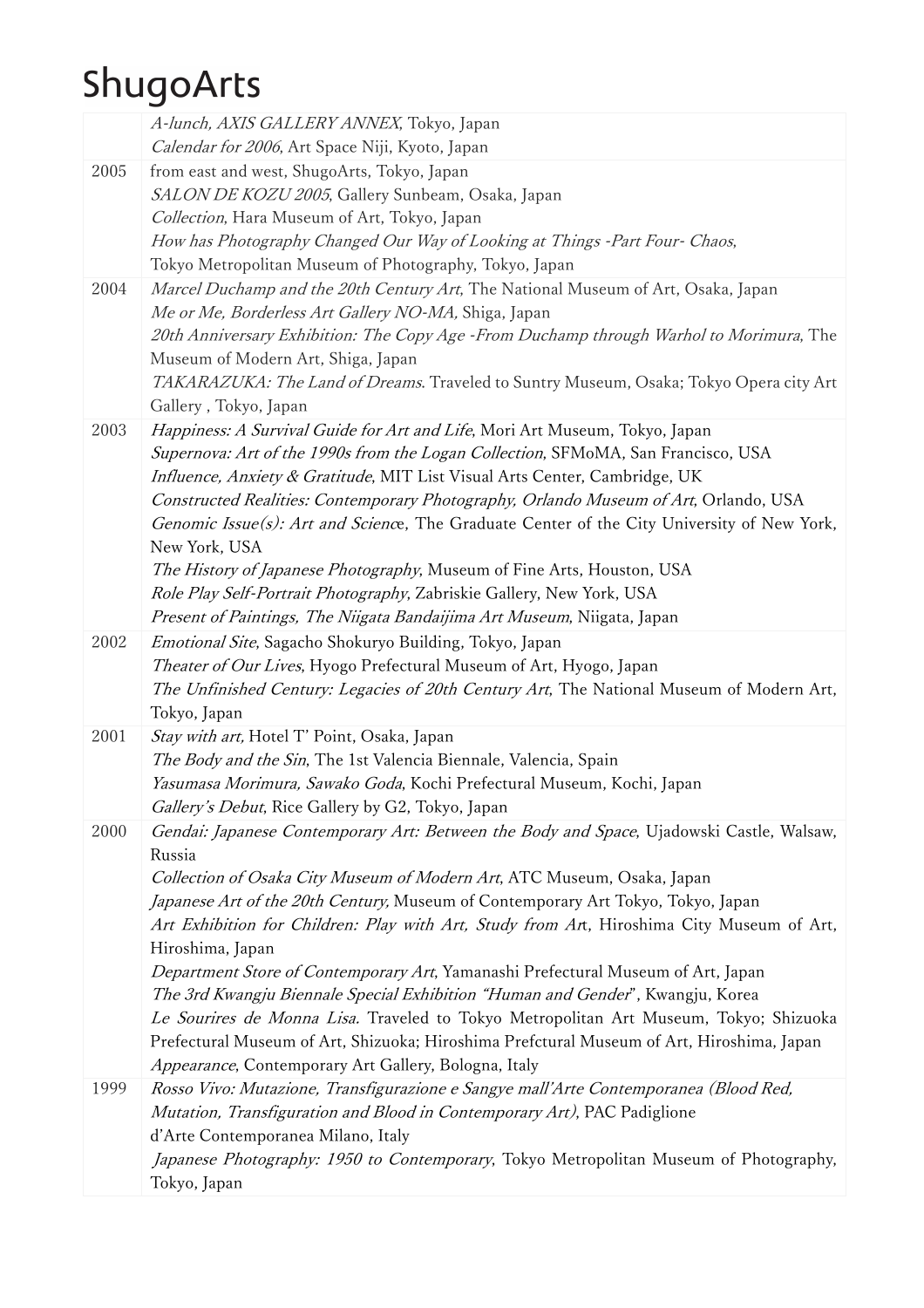# ShugoArts

| | |
|---|---|
| | *A-lunch, AXIS GALLERY ANNEX*, Tokyo, Japan<br>*Calendar for 2006*, Art Space Niji, Kyoto, Japan |
| 2005 | from east and west, ShugoArts, Tokyo, Japan<br>*SALON DE KOZU 2005*, Gallery Sunbeam, Osaka, Japan<br>*Collection*, Hara Museum of Art, Tokyo, Japan<br>*How has Photography Changed Our Way of Looking at Things -Part Four- Chaos*, Tokyo Metropolitan Museum of Photography, Tokyo, Japan |
| 2004 | *Marcel Duchamp and the 20th Century Art*, The National Museum of Art, Osaka, Japan<br>*Me or Me, Borderless Art Gallery NO-MA,* Shiga, Japan<br>*20th Anniversary Exhibition: The Copy Age -From Duchamp through Warhol to Morimura*, The Museum of Modern Art, Shiga, Japan<br>*TAKARAZUKA: The Land of Dreams*. Traveled to Suntry Museum, Osaka; Tokyo Opera city Art Gallery , Tokyo, Japan |
| 2003 | *Happiness: A Survival Guide for Art and Life*, Mori Art Museum, Tokyo, Japan<br>*Supernova: Art of the 1990s from the Logan Collection*, SFMoMA, San Francisco, USA<br>*Influence, Anxiety & Gratitude*, MIT List Visual Arts Center, Cambridge, UK<br>*Constructed Realities: Contemporary Photography, Orlando Museum of Art*, Orlando, USA<br>*Genomic Issue(s): Art and Scienc*e, The Graduate Center of the City University of New York, New York, USA<br>*The History of Japanese Photography*, Museum of Fine Arts, Houston, USA<br>*Role Play Self-Portrait Photography*, Zabriskie Gallery, New York, USA<br>*Present of Paintings, The Niigata Bandaijima Art Museum*, Niigata, Japan |
| 2002 | *Emotional Site*, Sagacho Shokuryo Building, Tokyo, Japan<br>*Theater of Our Lives*, Hyogo Prefectural Museum of Art, Hyogo, Japan<br>*The Unfinished Century: Legacies of 20th Century Art*, The National Museum of Modern Art, Tokyo, Japan |
| 2001 | *Stay with art,* Hotel T' Point, Osaka, Japan<br>*The Body and the Sin*, The 1st Valencia Biennale, Valencia, Spain<br>*Yasumasa Morimura, Sawako Goda*, Kochi Prefectural Museum, Kochi, Japan<br>*Gallery's Debut*, Rice Gallery by G2, Tokyo, Japan |
| 2000 | *Gendai: Japanese Contemporary Art: Between the Body and Space*, Ujadowski Castle, Walsaw, Russia<br>*Collection of Osaka City Museum of Modern Art*, ATC Museum, Osaka, Japan<br>*Japanese Art of the 20th Century,* Museum of Contemporary Art Tokyo, Tokyo, Japan<br>*Art Exhibition for Children: Play with Art, Study from Ar*t, Hiroshima City Museum of Art, Hiroshima, Japan<br>*Department Store of Contemporary Art*, Yamanashi Prefectural Museum of Art, Japan<br>*The 3rd Kwangju Biennale Special Exhibition "Human and Gender*", Kwangju, Korea<br>*Le Sourires de Monna Lisa.* Traveled to Tokyo Metropolitan Art Museum, Tokyo; Shizuoka Prefectural Museum of Art, Shizuoka; Hiroshima Prefctural Museum of Art, Hiroshima, Japan<br>*Appearance*, Contemporary Art Gallery, Bologna, Italy |
| 1999 | *Rosso Vivo: Mutazione, Transfigurazione e Sangye mall'Arte Contemporanea (Blood Red, Mutation, Transfiguration and Blood in Contemporary Art)*, PAC Padiglione d'Arte Contemporanea Milano, Italy<br>*Japanese Photography: 1950 to Contemporary*, Tokyo Metropolitan Museum of Photography, Tokyo, Japan |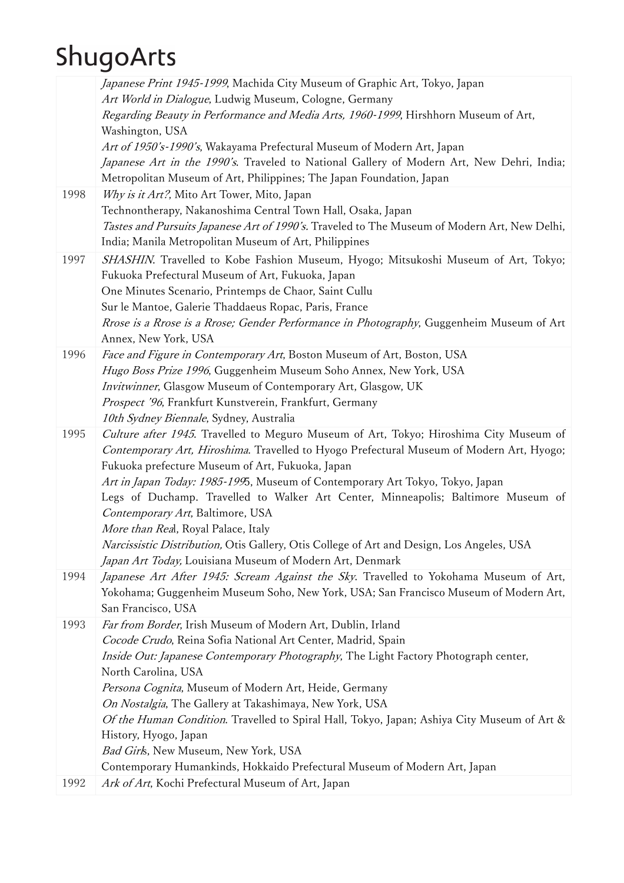# ShugoArts

| | |
|---|---|
| | *Japanese Print 1945-1999*, Machida City Museum of Graphic Art, Tokyo, Japan<br>*Art World in Dialogue*, Ludwig Museum, Cologne, Germany<br>*Regarding Beauty in Performance and Media Arts, 1960-1999*, Hirshhorn Museum of Art, Washington, USA<br>*Art of 1950's-1990's*, Wakayama Prefectural Museum of Modern Art, Japan<br>*Japanese Art in the 1990's*. Traveled to National Gallery of Modern Art, New Dehri, India; Metropolitan Museum of Art, Philippines; The Japan Foundation, Japan |
| 1998 | *Why is it Art?*, Mito Art Tower, Mito, Japan<br>Technontherapy, Nakanoshima Central Town Hall, Osaka, Japan<br>*Tastes and Pursuits Japanese Art of 1990's.* Traveled to The Museum of Modern Art, New Delhi, India; Manila Metropolitan Museum of Art, Philippines |
| 1997 | *SHASHIN*. Travelled to Kobe Fashion Museum, Hyogo; Mitsukoshi Museum of Art, Tokyo; Fukuoka Prefectural Museum of Art, Fukuoka, Japan<br>One Minutes Scenario, Printemps de Chaor, Saint Cullu<br>Sur le Mantoe, Galerie Thaddaeus Ropac, Paris, France<br>*Rrose is a Rrose is a Rrose; Gender Performance in Photography*, Guggenheim Museum of Art Annex, New York, USA |
| 1996 | *Face and Figure in Contemporary Art*, Boston Museum of Art, Boston, USA<br>*Hugo Boss Prize 1996*, Guggenheim Museum Soho Annex, New York, USA<br>*Invitwinner*, Glasgow Museum of Contemporary Art, Glasgow, UK<br>*Prospect '96*, Frankfurt Kunstverein, Frankfurt, Germany<br>*10th Sydney Biennale*, Sydney, Australia |
| 1995 | *Culture after 1945*. Travelled to Meguro Museum of Art, Tokyo; Hiroshima City Museum of *Contemporary Art, Hiroshima*. Travelled to Hyogo Prefectural Museum of Modern Art, Hyogo; Fukuoka prefecture Museum of Art, Fukuoka, Japan<br>*Art in Japan Today: 1985-1995*, Museum of Contemporary Art Tokyo, Tokyo, Japan<br>Legs of Duchamp. Travelled to Walker Art Center, Minneapolis; Baltimore Museum of *Contemporary Art*, Baltimore, USA<br>*More than Real*, Royal Palace, Italy<br>*Narcissistic Distribution,* Otis Gallery, Otis College of Art and Design, Los Angeles, USA<br>*Japan Art Today,* Louisiana Museum of Modern Art, Denmark |
| 1994 | *Japanese Art After 1945: Scream Against the Sky*. Travelled to Yokohama Museum of Art, Yokohama; Guggenheim Museum Soho, New York, USA; San Francisco Museum of Modern Art, San Francisco, USA |
| 1993 | *Far from Border*, Irish Museum of Modern Art, Dublin, Irland<br>*Cocode Crudo*, Reina Sofia National Art Center, Madrid, Spain<br>*Inside Out: Japanese Contemporary Photography,* The Light Factory Photograph center, North Carolina, USA<br>*Persona Cognita,* Museum of Modern Art, Heide, Germany<br>*On Nostalgia*, The Gallery at Takashimaya, New York, USA<br>*Of the Human Condition*. Travelled to Spiral Hall, Tokyo, Japan; Ashiya City Museum of Art & History, Hyogo, Japan<br>*Bad Girls*, New Museum, New York, USA<br>Contemporary Humankinds, Hokkaido Prefectural Museum of Modern Art, Japan |
| 1992 | *Ark of Art*, Kochi Prefectural Museum of Art, Japan |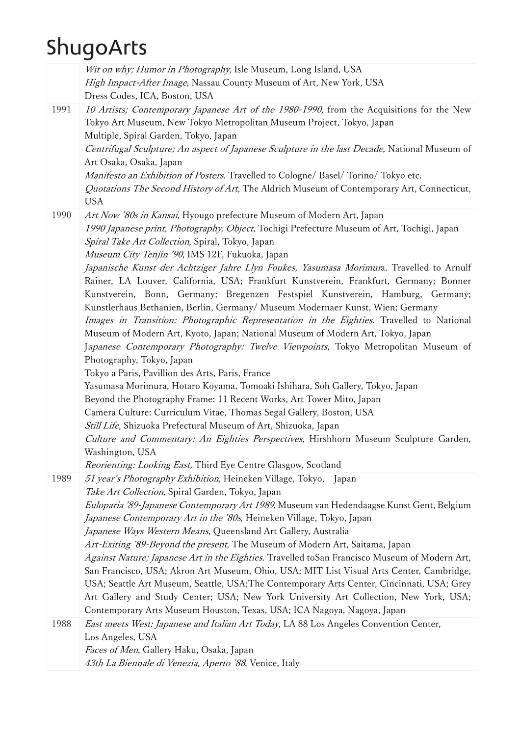# ShugoArts

| | |
|---|---|
| | *Wit on why; Humor in Photography*, Isle Museum, Long Island, USA<br>*High Impact-After Image*, Nassau County Museum of Art, New York, USA<br>Dress Codes, ICA, Boston, USA |
| 1991 | *10 Artists; Contemporary Japanese Art of the 1980-1990*, from the Acquisitions for the New Tokyo Art Museum, New Tokyo Metropolitan Museum Project, Tokyo, Japan<br>Multiple, Spiral Garden, Tokyo, Japan<br>*Centrifugal Sculpture; An aspect of Japanese Sculpture in the last Decade*, National Museum of Art Osaka, Osaka, Japan<br>*Manifesto an Exhibition of Posters*. Travelled to Cologne/ Basel/ Torino/ Tokyo etc.<br>*Quotations The Second History of Art*, The Aldrich Museum of Contemporary Art, Connecticut, USA |
| 1990 | *Art Now '80s in Kansai*, Hyougo prefecture Museum of Modern Art, Japan<br>*1990 Japanese print, Photography, Object*, Tochigi Prefecture Museum of Art, Tochigi, Japan<br>*Spiral Take Art Collection*, Spiral, Tokyo, Japan<br>*Museum City Tenjin '90*, IMS 12F, Fukuoka, Japan<br>*Japanische Kunst der Achtziger Jahre Llyn Foukes, Yasumasa Morimur*a. Travelled to Arnulf Rainer, LA Louver, California, USA; Frankfurt Kunstverein, Frankfurt, Germany; Bonner Kunstverein, Bonn, Germany; Bregenzen Festspiel Kunstverein, Hamburg, Germany; Kunstlerhaus Bethanien, Berlin, Germany/ Museum Modernaer Kunst, Wien; Germany<br>*Images in Transition: Photographic Representation in the Eighties*. Travelled to National Museum of Modern Art, Kyoto, Japan; National Museum of Modern Art, Tokyo, Japan<br>J*apanese Contemporary Photography: Twelve Viewpoints*, Tokyo Metropolitan Museum of Photography, Tokyo, Japan<br>Tokyo a Paris, Pavillion des Arts, Paris, France<br>Yasumasa Morimura, Hotaro Koyama, Tomoaki Ishihara, Soh Gallery, Tokyo, Japan<br>Beyond the Photography Frame: 11 Recent Works, Art Tower Mito, Japan<br>Camera Culture: Curriculum Vitae, Thomas Segal Gallery, Boston, USA<br>*Still Life*, Shizuoka Prefectural Museum of Art, Shizuoka, Japan<br>*Culture and Commentary: An Eighties Perspectives*, Hirshhorn Museum Sculpture Garden, Washington, USA<br>*Reorienting: Looking East,* Third Eye Centre Glasgow, Scotland |
| 1989 | *51 year's Photography Exhibition*, Heineken Village, Tokyo, Japan<br>*Take Art Collection*, Spiral Garden, Tokyo, Japan<br>*Euloparia '89-Japanese Contemporary Art 1989*, Museum van Hedendaagse Kunst Gent, Belgium<br>*Japanese Contemporary Art in the '80s*, Heineken Village, Tokyo, Japan<br>*Japanese Ways Western Means*, Queensland Art Gallery, Australia<br>*Art-Exiting '89-Beyond the present*, The Museum of Modern Art, Saitama, Japan<br>*Against Nature; Japanese Art in the Eighties*. Travelled toSan Francisco Museum of Modern Art, San Francisco, USA; Akron Art Museum, Ohio, USA; MIT List Visual Arts Center, Cambridge, USA; Seattle Art Museum, Seattle, USA;The Contemporary Arts Center, Cincinnati, USA; Grey Art Gallery and Study Center; USA; New York University Art Collection, New York, USA; Contemporary Arts Museum Houston, Texas, USA; ICA Nagoya, Nagoya, Japan |
| 1988 | *East meets West: Japanese and Italian Art Today*, LA 88 Los Angeles Convention Center, Los Angeles, USA<br>*Faces of Men*, Gallery Haku, Osaka, Japan<br>*43th La Biennale di Venezia, Aperto '88*, Venice, Italy |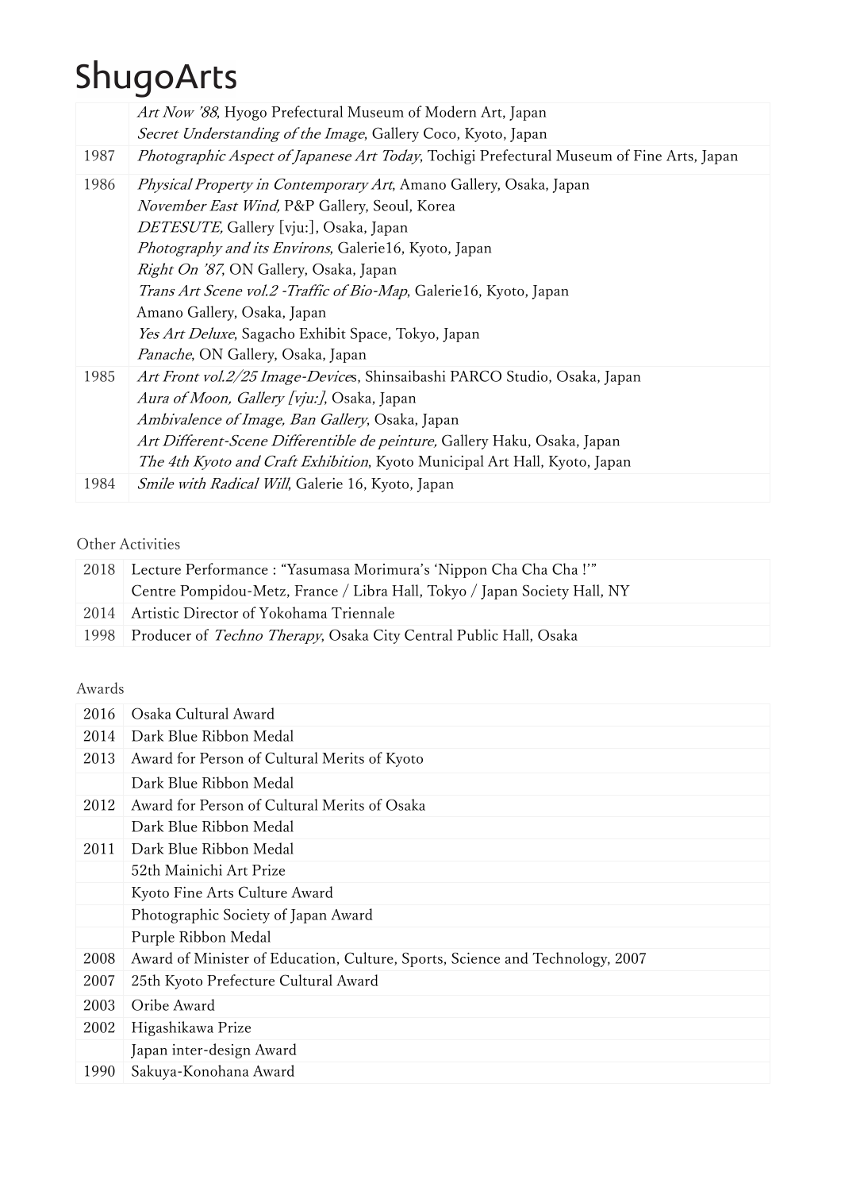|  |  |
|---|---|
|  | *Art Now '88*, Hyogo Prefectural Museum of Modern Art, Japan<br>*Secret Understanding of the Image*, Gallery Coco, Kyoto, Japan |
| 1987 | *Photographic Aspect of Japanese Art Today*, Tochigi Prefectural Museum of Fine Arts, Japan |
| 1986 | *Physical Property in Contemporary Art*, Amano Gallery, Osaka, Japan<br>*November East Wind,* P&P Gallery, Seoul, Korea<br>*DETESUTE,* Gallery [vju:], Osaka, Japan<br>*Photography and its Environs*, Galerie16, Kyoto, Japan<br>*Right On '87*, ON Gallery, Osaka, Japan<br>*Trans Art Scene vol.2 -Traffic of Bio-Map*, Galerie16, Kyoto, Japan<br>Amano Gallery, Osaka, Japan<br>*Yes Art Deluxe*, Sagacho Exhibit Space, Tokyo, Japan<br>*Panache*, ON Gallery, Osaka, Japan |
| 1985 | *Art Front vol.2/25 Image-Device*s, Shinsaibashi PARCO Studio, Osaka, Japan<br>*Aura of Moon, Gallery [vju:]*, Osaka, Japan<br>*Ambivalence of Image, Ban Gallery*, Osaka, Japan<br>*Art Different-Scene Differentible de peinture,* Gallery Haku, Osaka, Japan<br>*The 4th Kyoto and Craft Exhibition*, Kyoto Municipal Art Hall, Kyoto, Japan |
| 1984 | *Smile with Radical Will*, Galerie 16, Kyoto, Japan |

Other Activities

|  |  |
|---|---|
| 2018 | Lecture Performance : "Yasumasa Morimura's 'Nippon Cha Cha Cha !'"<br>Centre Pompidou-Metz, France / Libra Hall, Tokyo / Japan Society Hall, NY |
| 2014 | Artistic Director of Yokohama Triennale |
| 1998 | Producer of *Techno Therapy*, Osaka City Central Public Hall, Osaka |

Awards

|  |  |
|---|---|
| 2016 | Osaka Cultural Award |
| 2014 | Dark Blue Ribbon Medal |
| 2013 | Award for Person of Cultural Merits of Kyoto |
|  | Dark Blue Ribbon Medal |
| 2012 | Award for Person of Cultural Merits of Osaka |
|  | Dark Blue Ribbon Medal |
| 2011 | Dark Blue Ribbon Medal |
|  | 52th Mainichi Art Prize |
|  | Kyoto Fine Arts Culture Award |
|  | Photographic Society of Japan Award |
|  | Purple Ribbon Medal |
| 2008 | Award of Minister of Education, Culture, Sports, Science and Technology, 2007 |
| 2007 | 25th Kyoto Prefecture Cultural Award |
| 2003 | Oribe Award |
| 2002 | Higashikawa Prize |
|  | Japan inter-design Award |
| 1990 | Sakuya-Konohana Award |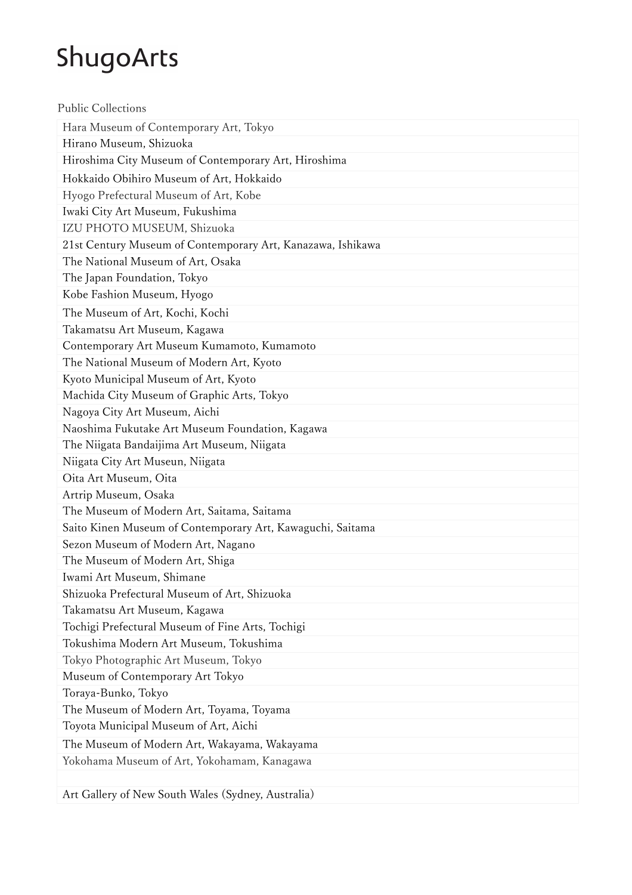# ShugoArts

Public Collections

| Public Collections |
|---|
| Hara Museum of Contemporary Art, Tokyo |
| Hirano Museum, Shizuoka |
| Hiroshima City Museum of Contemporary Art, Hiroshima |
| Hokkaido Obihiro Museum of Art, Hokkaido |
| Hyogo Prefectural Museum of Art, Kobe |
| Iwaki City Art Museum, Fukushima |
| IZU PHOTO MUSEUM, Shizuoka |
| 21st Century Museum of Contemporary Art, Kanazawa, Ishikawa |
| The National Museum of Art, Osaka |
| The Japan Foundation, Tokyo |
| Kobe Fashion Museum, Hyogo |
| The Museum of Art, Kochi, Kochi |
| Takamatsu Art Museum, Kagawa |
| Contemporary Art Museum Kumamoto, Kumamoto |
| The National Museum of Modern Art, Kyoto |
| Kyoto Municipal Museum of Art, Kyoto |
| Machida City Museum of Graphic Arts, Tokyo |
| Nagoya City Art Museum, Aichi |
| Naoshima Fukutake Art Museum Foundation, Kagawa |
| The Niigata Bandaijima Art Museum, Niigata |
| Niigata City Art Museun, Niigata |
| Oita Art Museum, Oita |
| Artrip Museum, Osaka |
| The Museum of Modern Art, Saitama, Saitama |
| Saito Kinen Museum of Contemporary Art, Kawaguchi, Saitama |
| Sezon Museum of Modern Art, Nagano |
| The Museum of Modern Art, Shiga |
| Iwami Art Museum, Shimane |
| Shizuoka Prefectural Museum of Art, Shizuoka |
| Takamatsu Art Museum, Kagawa |
| Tochigi Prefectural Museum of Fine Arts, Tochigi |
| Tokushima Modern Art Museum, Tokushima |
| Tokyo Photographic Art Museum, Tokyo |
| Museum of Contemporary Art Tokyo |
| Toraya-Bunko, Tokyo |
| The Museum of Modern Art, Toyama, Toyama |
| Toyota Municipal Museum of Art, Aichi |
| The Museum of Modern Art, Wakayama, Wakayama |
| Yokohama Museum of Art, Yokohamam, Kanagawa |
| |
| Art Gallery of New South Wales (Sydney, Australia) |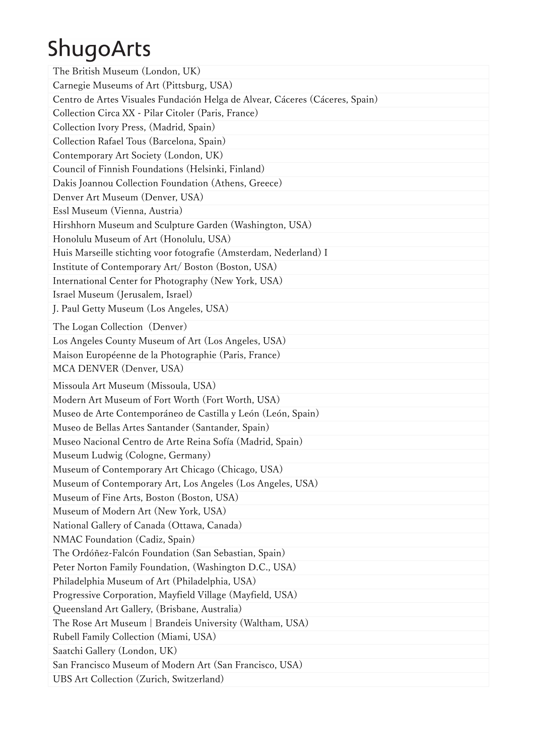The British Museum (London, UK)
Carnegie Museums of Art (Pittsburg, USA)
Centro de Artes Visuales Fundación Helga de Alvear, Cáceres (Cáceres, Spain)
Collection Circa XX - Pilar Citoler (Paris, France)
Collection Ivory Press, (Madrid, Spain)
Collection Rafael Tous (Barcelona, Spain)
Contemporary Art Society (London, UK)
Council of Finnish Foundations (Helsinki, Finland)
Dakis Joannou Collection Foundation (Athens, Greece)
Denver Art Museum (Denver, USA)
Essl Museum (Vienna, Austria)
Hirshhorn Museum and Sculpture Garden (Washington, USA)
Honolulu Museum of Art (Honolulu, USA)
Huis Marseille stichting voor fotografie (Amsterdam, Nederland) I
Institute of Contemporary Art/ Boston (Boston, USA)
International Center for Photography (New York, USA)
Israel Museum (Jerusalem, Israel)
J. Paul Getty Museum (Los Angeles, USA)
The Logan Collection（Denver)
Los Angeles County Museum of Art (Los Angeles, USA)
Maison Européenne de la Photographie (Paris, France)
MCA DENVER (Denver, USA)
Missoula Art Museum (Missoula, USA)
Modern Art Museum of Fort Worth (Fort Worth, USA)
Museo de Arte Contemporáneo de Castilla y León (León, Spain)
Museo de Bellas Artes Santander (Santander, Spain)
Museo Nacional Centro de Arte Reina Sofía (Madrid, Spain)
Museum Ludwig (Cologne, Germany)
Museum of Contemporary Art Chicago (Chicago, USA)
Museum of Contemporary Art, Los Angeles (Los Angeles, USA)
Museum of Fine Arts, Boston (Boston, USA)
Museum of Modern Art (New York, USA)
National Gallery of Canada (Ottawa, Canada)
NMAC Foundation (Cadiz, Spain)
The Ordóñez-Falcón Foundation (San Sebastian, Spain)
Peter Norton Family Foundation, (Washington D.C., USA)
Philadelphia Museum of Art (Philadelphia, USA)
Progressive Corporation, Mayfield Village (Mayfield, USA)
Queensland Art Gallery, (Brisbane, Australia)
The Rose Art Museum | Brandeis University (Waltham, USA)
Rubell Family Collection (Miami, USA)
Saatchi Gallery (London, UK)
San Francisco Museum of Modern Art (San Francisco, USA)
UBS Art Collection (Zurich, Switzerland)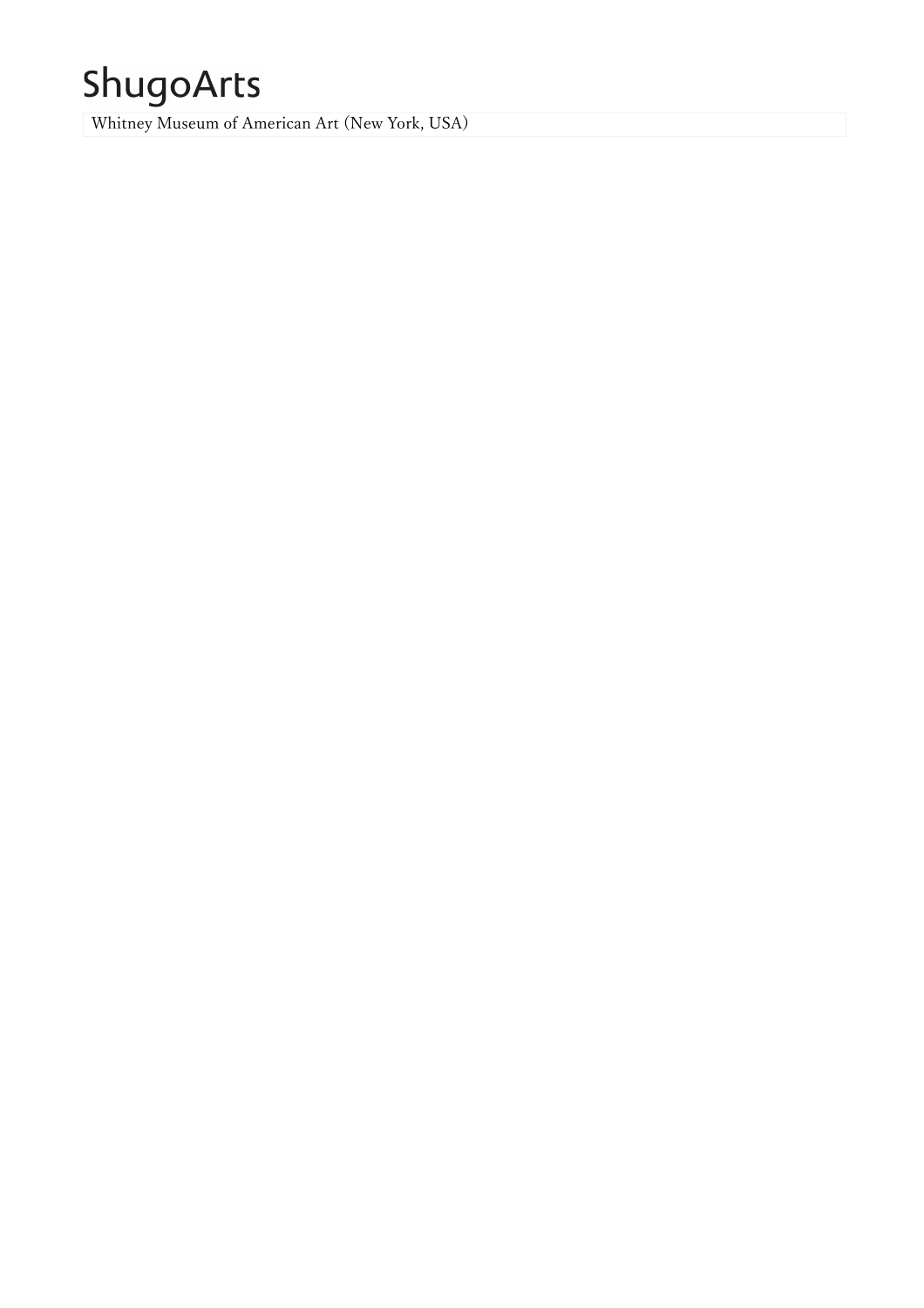Whitney Museum of American Art (New York, USA)